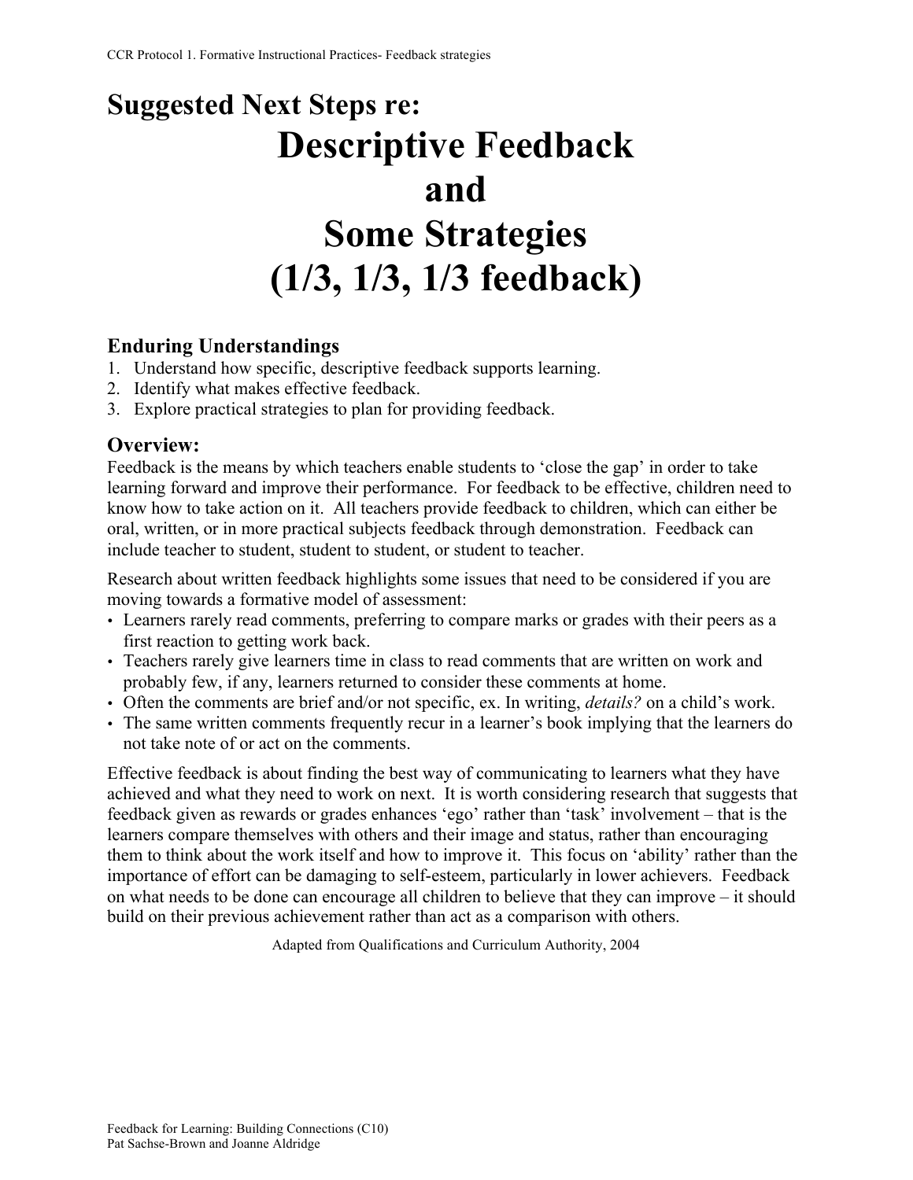## Suggested Next Steps re:

# Descriptive Feedback and Some Strategies (1/3, 1/3, 1/3 feedback)

### Enduring Understandings

1. Understand how specific, descriptive feedback supports learning.
2. Identify what makes effective feedback.
3. Explore practical strategies to plan for providing feedback.

### Overview:

Feedback is the means by which teachers enable students to 'close the gap' in order to take learning forward and improve their performance. For feedback to be effective, children need to know how to take action on it. All teachers provide feedback to children, which can either be oral, written, or in more practical subjects feedback through demonstration. Feedback can include teacher to student, student to student, or student to teacher.

Research about written feedback highlights some issues that need to be considered if you are moving towards a formative model of assessment:

- Learners rarely read comments, preferring to compare marks or grades with their peers as a first reaction to getting work back.
- Teachers rarely give learners time in class to read comments that are written on work and probably few, if any, learners returned to consider these comments at home.
- Often the comments are brief and/or not specific, ex. In writing, *details?* on a child's work.
- The same written comments frequently recur in a learner's book implying that the learners do not take note of or act on the comments.

Effective feedback is about finding the best way of communicating to learners what they have achieved and what they need to work on next. It is worth considering research that suggests that feedback given as rewards or grades enhances 'ego' rather than 'task' involvement – that is the learners compare themselves with others and their image and status, rather than encouraging them to think about the work itself and how to improve it. This focus on 'ability' rather than the importance of effort can be damaging to self-esteem, particularly in lower achievers. Feedback on what needs to be done can encourage all children to believe that they can improve – it should build on their previous achievement rather than act as a comparison with others.

Adapted from Qualifications and Curriculum Authority, 2004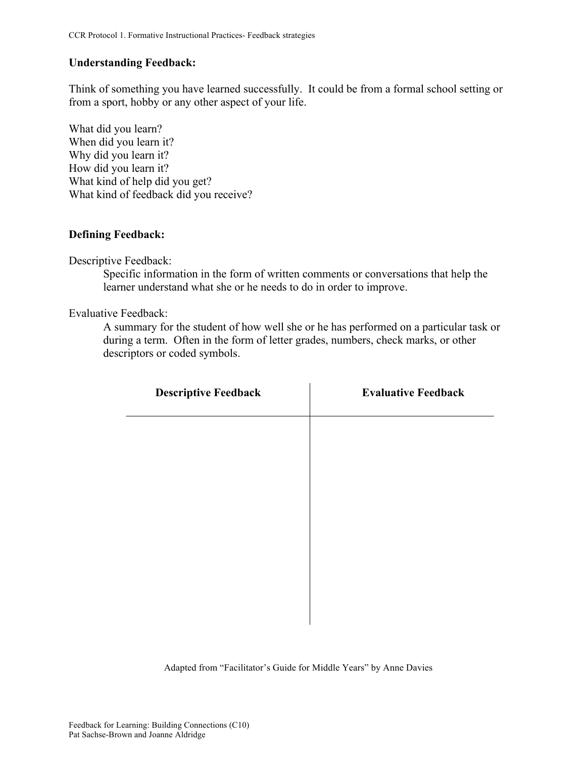**Understanding Feedback:**

Think of something you have learned successfully. It could be from a formal school setting or from a sport, hobby or any other aspect of your life.

What did you learn?
When did you learn it?
Why did you learn it?
How did you learn it?
What kind of help did you get?
What kind of feedback did you receive?

**Defining Feedback:**

Descriptive Feedback:

> Specific information in the form of written comments or conversations that help the learner understand what she or he needs to do in order to improve.

Evaluative Feedback:

> A summary for the student of how well she or he has performed on a particular task or during a term. Often in the form of letter grades, numbers, check marks, or other descriptors or coded symbols.

| **Descriptive Feedback** | **Evaluative Feedback** |
|---|---|
| | |

Adapted from "Facilitator's Guide for Middle Years" by Anne Davies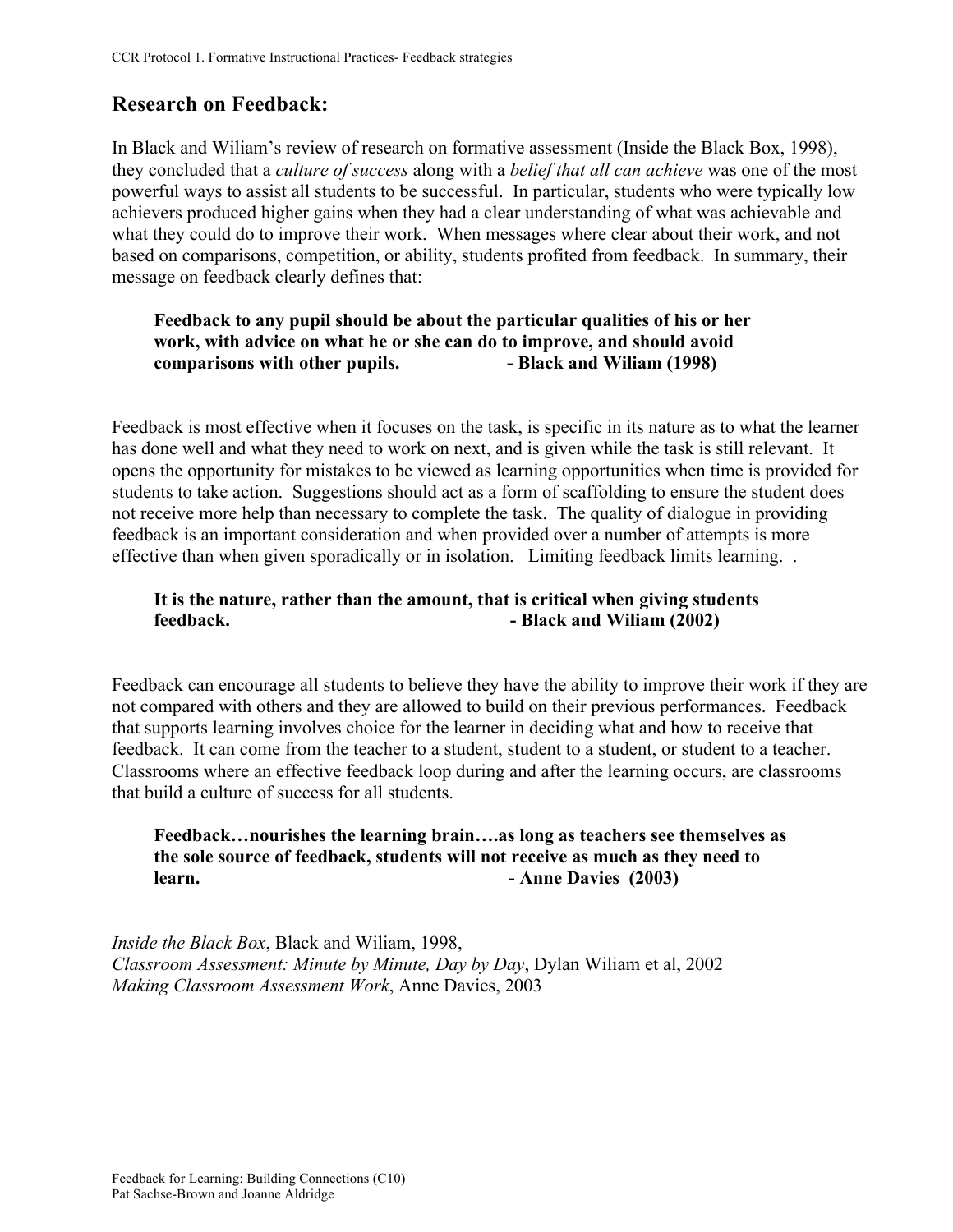## Research on Feedback:

In Black and Wiliam's review of research on formative assessment (Inside the Black Box, 1998), they concluded that a *culture of success* along with a *belief that all can achieve* was one of the most powerful ways to assist all students to be successful. In particular, students who were typically low achievers produced higher gains when they had a clear understanding of what was achievable and what they could do to improve their work. When messages where clear about their work, and not based on comparisons, competition, or ability, students profited from feedback. In summary, their message on feedback clearly defines that:

> **Feedback to any pupil should be about the particular qualities of his or her work, with advice on what he or she can do to improve, and should avoid comparisons with other pupils. - Black and Wiliam (1998)**

Feedback is most effective when it focuses on the task, is specific in its nature as to what the learner has done well and what they need to work on next, and is given while the task is still relevant. It opens the opportunity for mistakes to be viewed as learning opportunities when time is provided for students to take action. Suggestions should act as a form of scaffolding to ensure the student does not receive more help than necessary to complete the task. The quality of dialogue in providing feedback is an important consideration and when provided over a number of attempts is more effective than when given sporadically or in isolation. Limiting feedback limits learning. .

> **It is the nature, rather than the amount, that is critical when giving students feedback. - Black and Wiliam (2002)**

Feedback can encourage all students to believe they have the ability to improve their work if they are not compared with others and they are allowed to build on their previous performances. Feedback that supports learning involves choice for the learner in deciding what and how to receive that feedback. It can come from the teacher to a student, student to a student, or student to a teacher. Classrooms where an effective feedback loop during and after the learning occurs, are classrooms that build a culture of success for all students.

> **Feedback…nourishes the learning brain….as long as teachers see themselves as the sole source of feedback, students will not receive as much as they need to learn. - Anne Davies (2003)**

*Inside the Black Box*, Black and Wiliam, 1998,
*Classroom Assessment: Minute by Minute, Day by Day*, Dylan Wiliam et al, 2002
*Making Classroom Assessment Work*, Anne Davies, 2003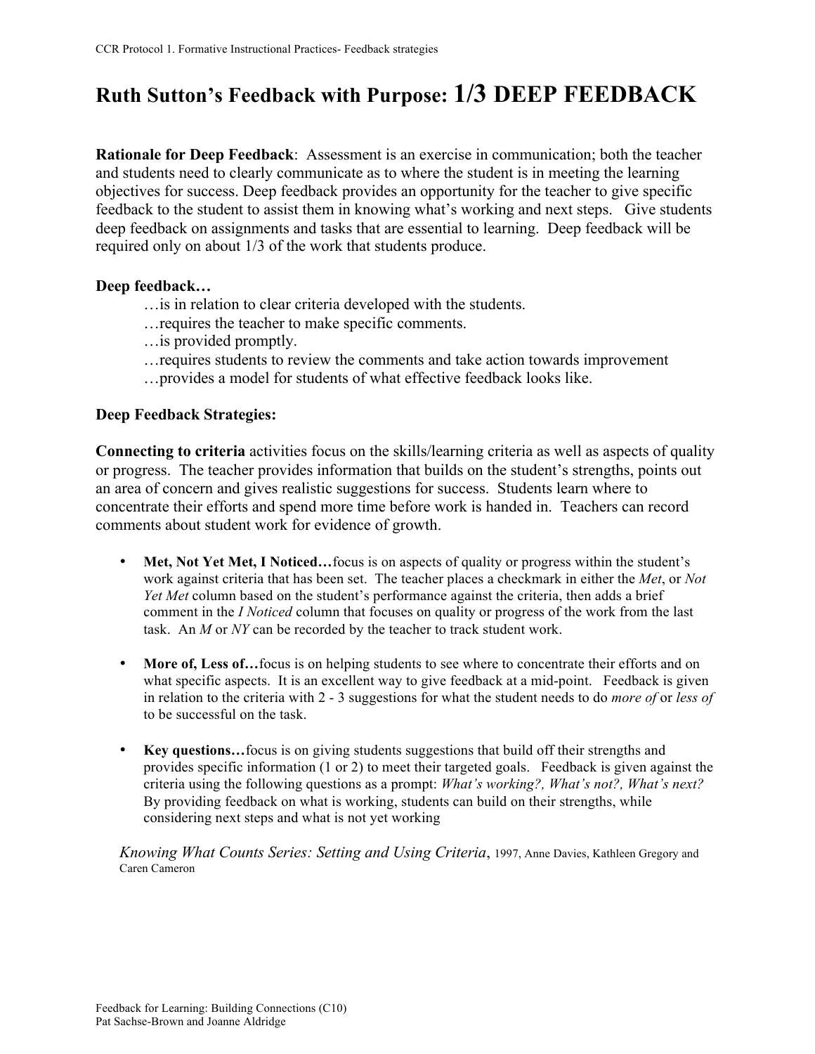# Ruth Sutton's Feedback with Purpose: 1/3 DEEP FEEDBACK

**Rationale for Deep Feedback**: Assessment is an exercise in communication; both the teacher and students need to clearly communicate as to where the student is in meeting the learning objectives for success. Deep feedback provides an opportunity for the teacher to give specific feedback to the student to assist them in knowing what's working and next steps. Give students deep feedback on assignments and tasks that are essential to learning. Deep feedback will be required only on about 1/3 of the work that students produce.

**Deep feedback…**

…is in relation to clear criteria developed with the students.
…requires the teacher to make specific comments.
…is provided promptly.
…requires students to review the comments and take action towards improvement
…provides a model for students of what effective feedback looks like.

**Deep Feedback Strategies:**

**Connecting to criteria** activities focus on the skills/learning criteria as well as aspects of quality or progress. The teacher provides information that builds on the student's strengths, points out an area of concern and gives realistic suggestions for success. Students learn where to concentrate their efforts and spend more time before work is handed in. Teachers can record comments about student work for evidence of growth.

- **Met, Not Yet Met, I Noticed…**focus is on aspects of quality or progress within the student's work against criteria that has been set. The teacher places a checkmark in either the *Met*, or *Not Yet Met* column based on the student's performance against the criteria, then adds a brief comment in the *I Noticed* column that focuses on quality or progress of the work from the last task. An *M* or *NY* can be recorded by the teacher to track student work.

- **More of, Less of…**focus is on helping students to see where to concentrate their efforts and on what specific aspects. It is an excellent way to give feedback at a mid-point. Feedback is given in relation to the criteria with 2 - 3 suggestions for what the student needs to do *more of* or *less of* to be successful on the task.

- **Key questions…**focus is on giving students suggestions that build off their strengths and provides specific information (1 or 2) to meet their targeted goals. Feedback is given against the criteria using the following questions as a prompt: *What's working?, What's not?, What's next?* By providing feedback on what is working, students can build on their strengths, while considering next steps and what is not yet working

*Knowing What Counts Series: Setting and Using Criteria*, 1997, Anne Davies, Kathleen Gregory and Caren Cameron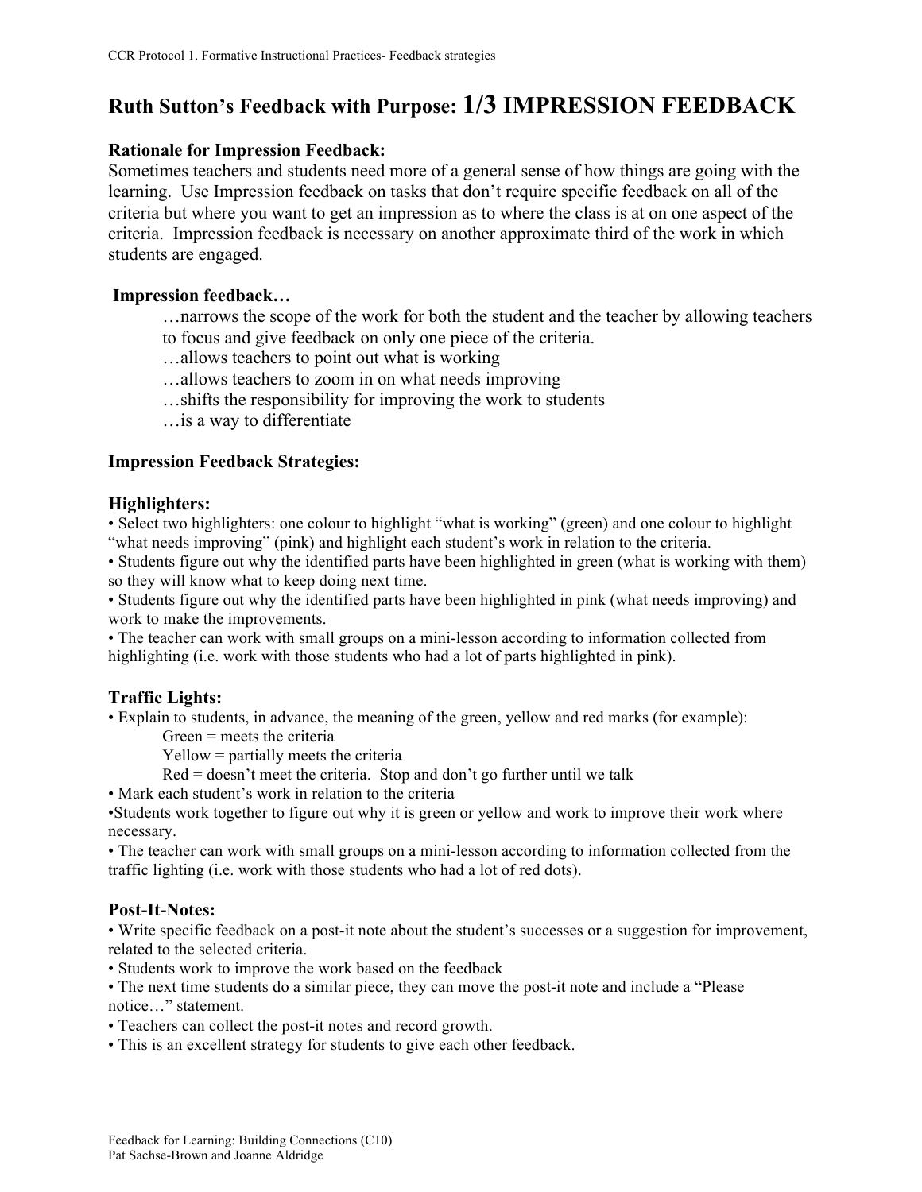# Ruth Sutton's Feedback with Purpose: 1/3 IMPRESSION FEEDBACK

**Rationale for Impression Feedback:**
Sometimes teachers and students need more of a general sense of how things are going with the learning. Use Impression feedback on tasks that don't require specific feedback on all of the criteria but where you want to get an impression as to where the class is at on one aspect of the criteria. Impression feedback is necessary on another approximate third of the work in which students are engaged.

**Impression feedback…**

…narrows the scope of the work for both the student and the teacher by allowing teachers to focus and give feedback on only one piece of the criteria.
…allows teachers to point out what is working
…allows teachers to zoom in on what needs improving
…shifts the responsibility for improving the work to students
…is a way to differentiate

**Impression Feedback Strategies:**

### Highlighters:

- Select two highlighters: one colour to highlight "what is working" (green) and one colour to highlight "what needs improving" (pink) and highlight each student's work in relation to the criteria.
- Students figure out why the identified parts have been highlighted in green (what is working with them) so they will know what to keep doing next time.
- Students figure out why the identified parts have been highlighted in pink (what needs improving) and work to make the improvements.
- The teacher can work with small groups on a mini-lesson according to information collected from highlighting (i.e. work with those students who had a lot of parts highlighted in pink).

### Traffic Lights:

- Explain to students, in advance, the meaning of the green, yellow and red marks (for example):
  - Green = meets the criteria
  - Yellow = partially meets the criteria
  - Red = doesn't meet the criteria. Stop and don't go further until we talk
- Mark each student's work in relation to the criteria
- Students work together to figure out why it is green or yellow and work to improve their work where necessary.
- The teacher can work with small groups on a mini-lesson according to information collected from the traffic lighting (i.e. work with those students who had a lot of red dots).

### Post-It-Notes:

- Write specific feedback on a post-it note about the student's successes or a suggestion for improvement, related to the selected criteria.
- Students work to improve the work based on the feedback
- The next time students do a similar piece, they can move the post-it note and include a "Please notice…" statement.
- Teachers can collect the post-it notes and record growth.
- This is an excellent strategy for students to give each other feedback.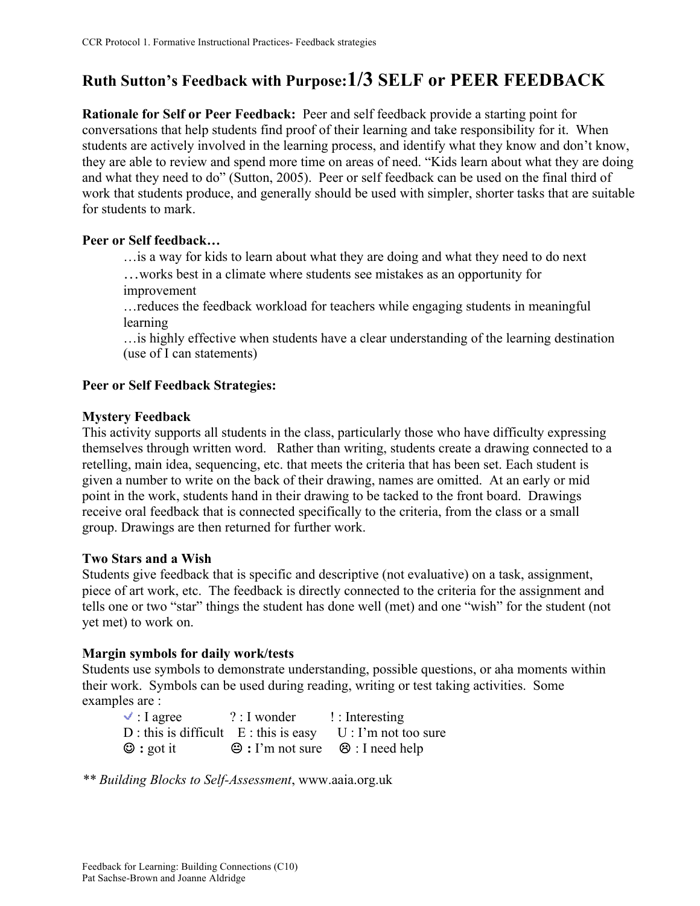## Ruth Sutton's Feedback with Purpose: 1/3 SELF or PEER FEEDBACK

**Rationale for Self or Peer Feedback:** Peer and self feedback provide a starting point for conversations that help students find proof of their learning and take responsibility for it. When students are actively involved in the learning process, and identify what they know and don't know, they are able to review and spend more time on areas of need. "Kids learn about what they are doing and what they need to do" (Sutton, 2005). Peer or self feedback can be used on the final third of work that students produce, and generally should be used with simpler, shorter tasks that are suitable for students to mark.

**Peer or Self feedback…**

…is a way for kids to learn about what they are doing and what they need to do next
…works best in a climate where students see mistakes as an opportunity for improvement
…reduces the feedback workload for teachers while engaging students in meaningful learning
…is highly effective when students have a clear understanding of the learning destination (use of I can statements)

**Peer or Self Feedback Strategies:**

**Mystery Feedback**
This activity supports all students in the class, particularly those who have difficulty expressing themselves through written word. Rather than writing, students create a drawing connected to a retelling, main idea, sequencing, etc. that meets the criteria that has been set. Each student is given a number to write on the back of their drawing, names are omitted. At an early or mid point in the work, students hand in their drawing to be tacked to the front board. Drawings receive oral feedback that is connected specifically to the criteria, from the class or a small group. Drawings are then returned for further work.

**Two Stars and a Wish**
Students give feedback that is specific and descriptive (not evaluative) on a task, assignment, piece of art work, etc. The feedback is directly connected to the criteria for the assignment and tells one or two "star" things the student has done well (met) and one "wish" for the student (not yet met) to work on.

**Margin symbols for daily work/tests**
Students use symbols to demonstrate understanding, possible questions, or aha moments within their work. Symbols can be used during reading, writing or test taking activities. Some examples are :

✓ : I agree  ? : I wonder  ! : Interesting
D : this is difficult  E : this is easy  U : I'm not too sure
☺ **:** got it  😐 **:** I'm not sure  ☹ : I need help

*\*\* Building Blocks to Self-Assessment*, www.aaia.org.uk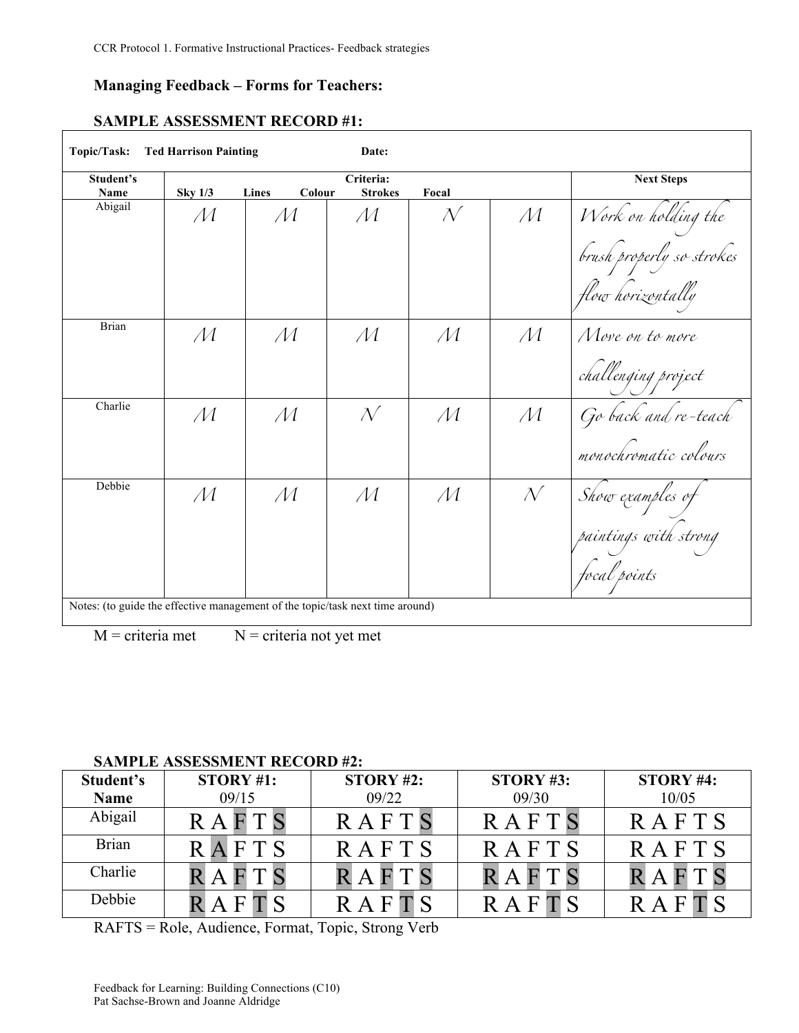## Managing Feedback – Forms for Teachers:

### SAMPLE ASSESSMENT RECORD #1:

**Topic/Task:** Ted Harrison Painting **Date:**

| Student's Name | Sky 1/3 | Lines | Colour | Strokes | Focal | Next Steps |
|---|---|---|---|---|---|---|
| Abigail | M | M | M | N | M | Work on holding the brush properly so strokes flow horizontally |
| Brian | M | M | M | M | M | Move on to more challenging project |
| Charlie | M | M | N | M | M | Go back and re-teach monochromatic colours |
| Debbie | M | M | M | M | N | Show examples of paintings with strong focal points |

Notes: (to guide the effective management of the topic/task next time around)

M = criteria met N = criteria not yet met

### SAMPLE ASSESSMENT RECORD #2:

| Student's Name | STORY #1: 09/15 | STORY #2: 09/22 | STORY #3: 09/30 | STORY #4: 10/05 |
|---|---|---|---|---|
| Abigail | R A **F** T **S** | R A F T **S** | R A F T **S** | R A F T S |
| Brian | R **A** F T S | R A F T S | R A F T S | R A F T S |
| Charlie | **R** A **F** T **S** | **R** A **F** T **S** | **R** A **F** T **S** | **R** A **F** T **S** |
| Debbie | **R** A F **T** S | R A F **T** S | R A F **T** S | R A F **T** S |

RAFTS = Role, Audience, Format, Topic, Strong Verb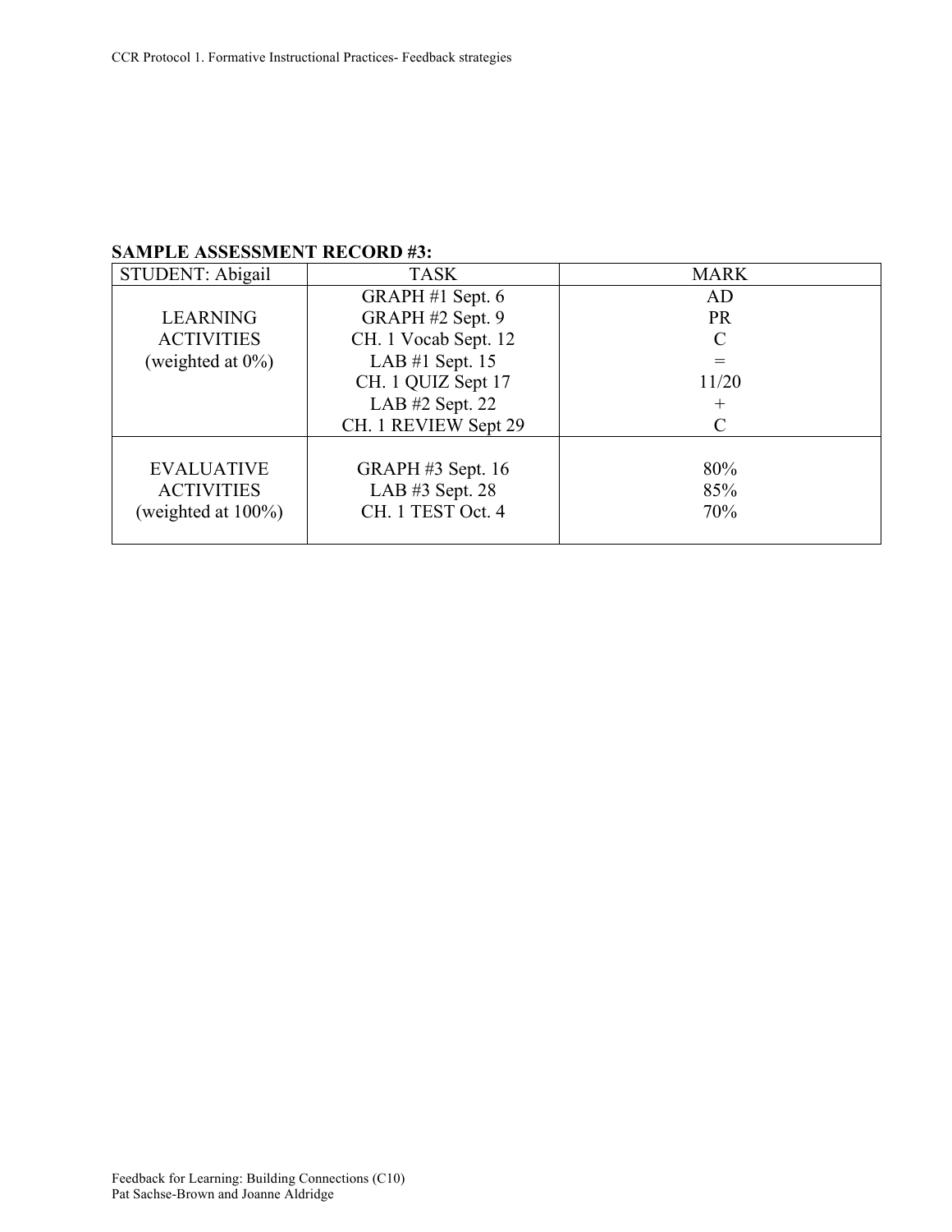**SAMPLE ASSESSMENT RECORD #3:**

| STUDENT: Abigail | TASK | MARK |
|---|---|---|
| LEARNING ACTIVITIES (weighted at 0%) | GRAPH #1 Sept. 6 | AD |
| | GRAPH #2 Sept. 9 | PR |
| | CH. 1 Vocab Sept. 12 | C |
| | LAB #1 Sept. 15 | = |
| | CH. 1 QUIZ Sept 17 | 11/20 |
| | LAB #2 Sept. 22 | + |
| | CH. 1 REVIEW Sept 29 | C |
| EVALUATIVE ACTIVITIES (weighted at 100%) | GRAPH #3 Sept. 16 | 80% |
| | LAB #3 Sept. 28 | 85% |
| | CH. 1 TEST Oct. 4 | 70% |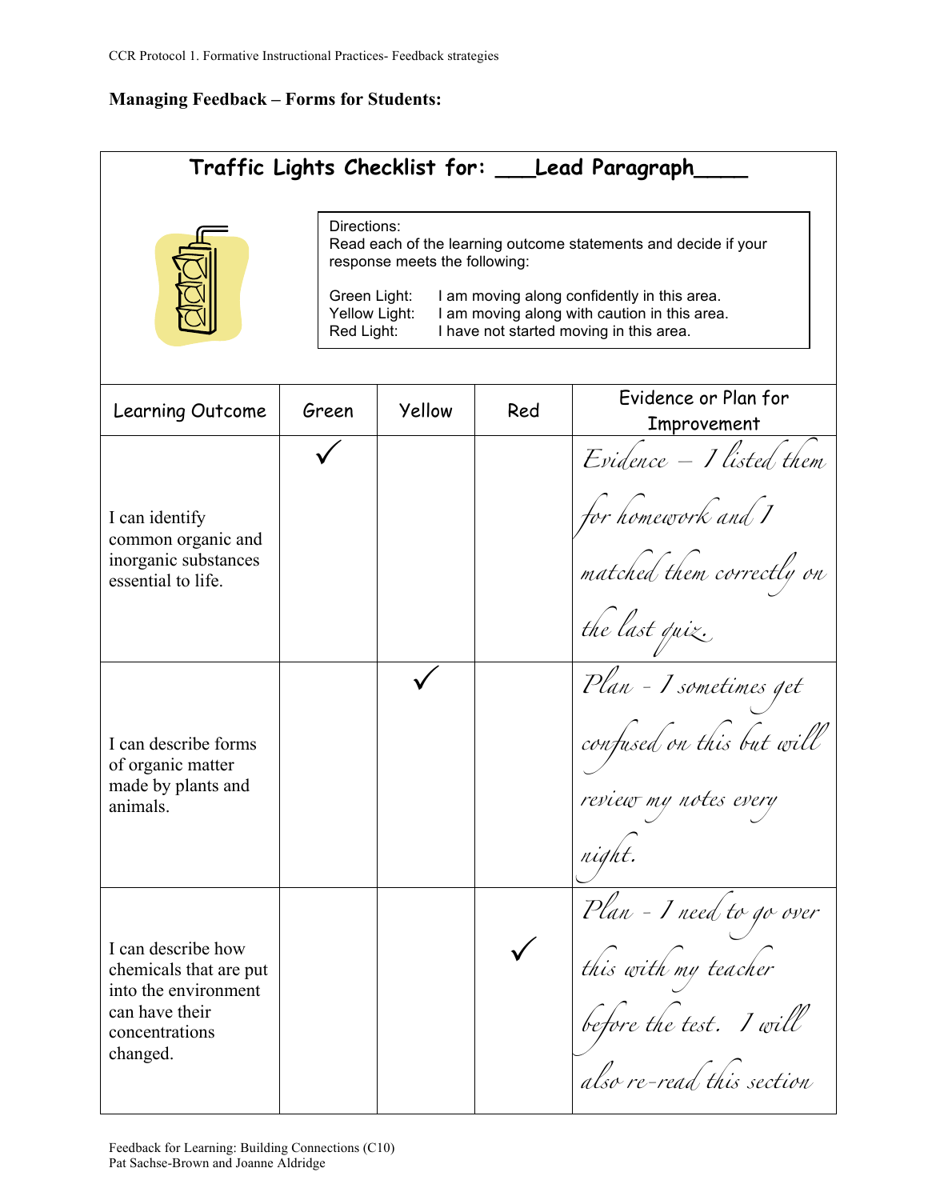**Managing Feedback – Forms for Students:**

## Traffic Lights Checklist for: \_\_\_Lead Paragraph\_\_\_\_

Directions:
Read each of the learning outcome statements and decide if your response meets the following:

Green Light: I am moving along confidently in this area.
Yellow Light: I am moving along with caution in this area.
Red Light: I have not started moving in this area.

| Learning Outcome | Green | Yellow | Red | Evidence or Plan for Improvement |
|---|---|---|---|---|
| I can identify common organic and inorganic substances essential to life. | ✓ | | | *Evidence – I listed them for homework and I matched them correctly on the last quiz.* |
| I can describe forms of organic matter made by plants and animals. | | ✓ | | *Plan - I sometimes get confused on this but will review my notes every night.* |
| I can describe how chemicals that are put into the environment can have their concentrations changed. | | | ✓ | *Plan - I need to go over this with my teacher before the test. I will also re-read this section* |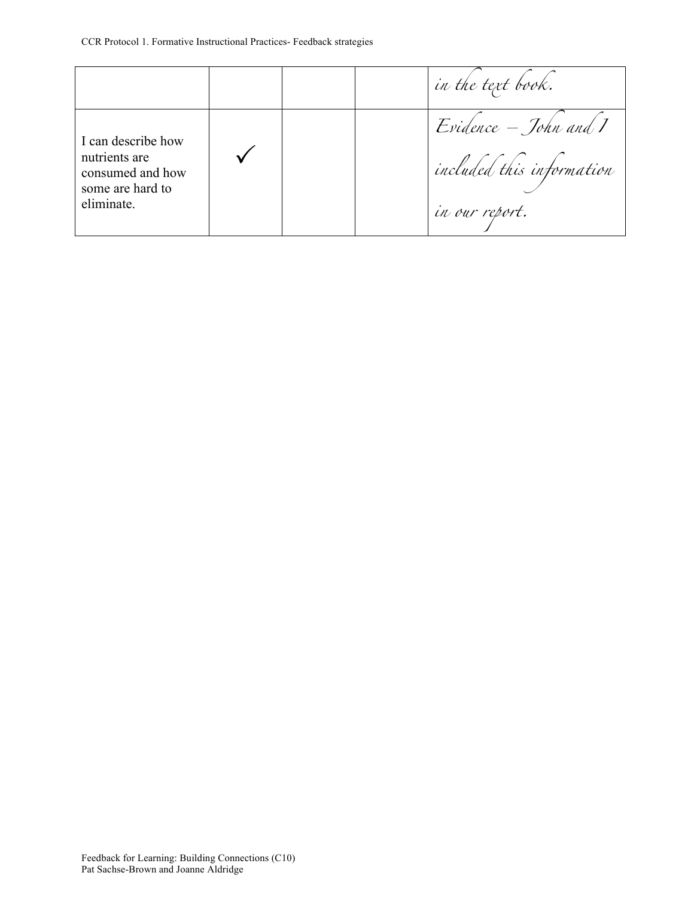| | | | | |
|---|---|---|---|---|
| | | | | *in the text book.* |
| I can describe how nutrients are consumed and how some are hard to eliminate. | ✓ | | | *Evidence – John and I included this information in our report.* |